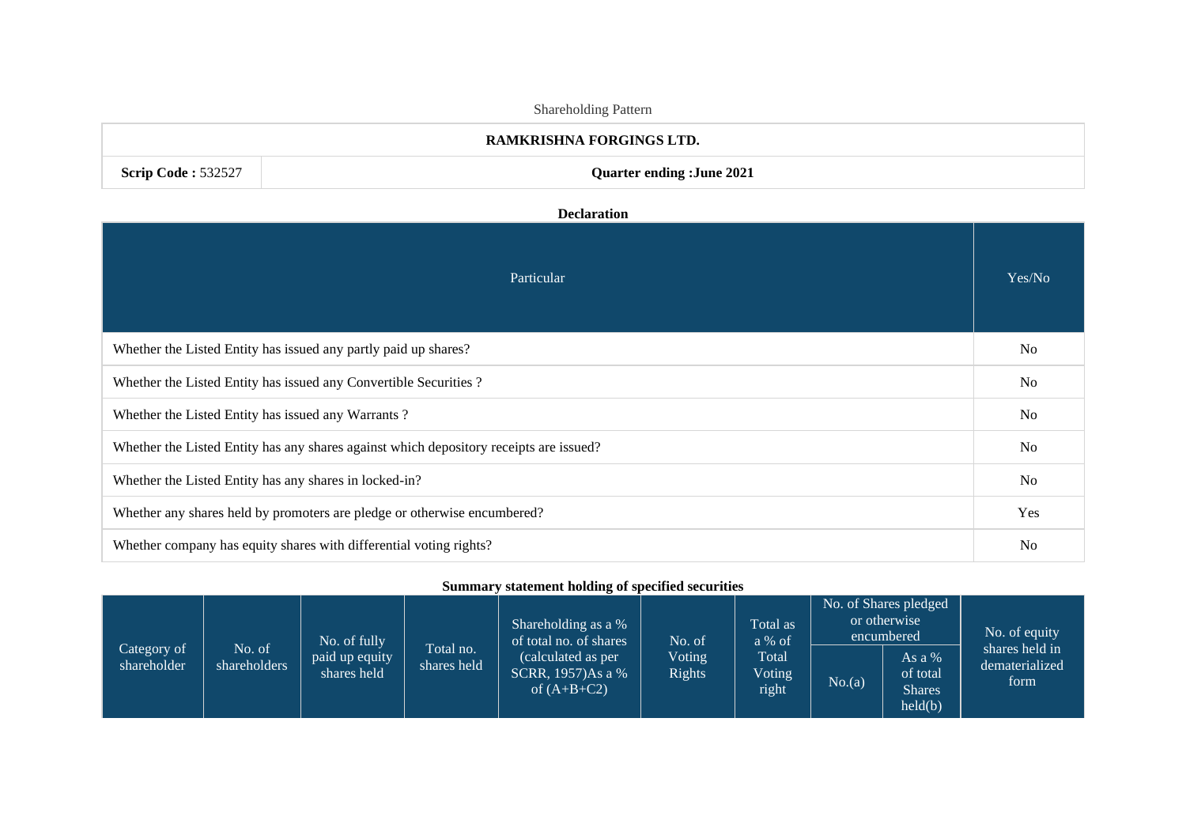Shareholding Pattern

| RAMKRISHNA FORGINGS LTD. | |
|---|---|
| **Scrip Code :** 532527 | **Quarter ending :June 2021** |

**Declaration**

| Particular | Yes/No |
|---|---|
| Whether the Listed Entity has issued any partly paid up shares? | No |
| Whether the Listed Entity has issued any Convertible Securities ? | No |
| Whether the Listed Entity has issued any Warrants ? | No |
| Whether the Listed Entity has any shares against which depository receipts are issued? | No |
| Whether the Listed Entity has any shares in locked-in? | No |
| Whether any shares held by promoters are pledge or otherwise encumbered? | Yes |
| Whether company has equity shares with differential voting rights? | No |

**Summary statement holding of specified securities**

| Category of shareholder | No. of shareholders | No. of fully paid up equity shares held | Total no. shares held | Shareholding as a % of total no. of shares (calculated as per SCRR, 1957)As a % of (A+B+C2) | No. of Voting Rights | Total as a % of Total Voting right | No. of Shares pledged or otherwise encumbered | | No. of equity shares held in dematerialized form |
|---|---|---|---|---|---|---|---|---|---|
| | | | | | | | No.(a) | As a % of total Shares held(b) | |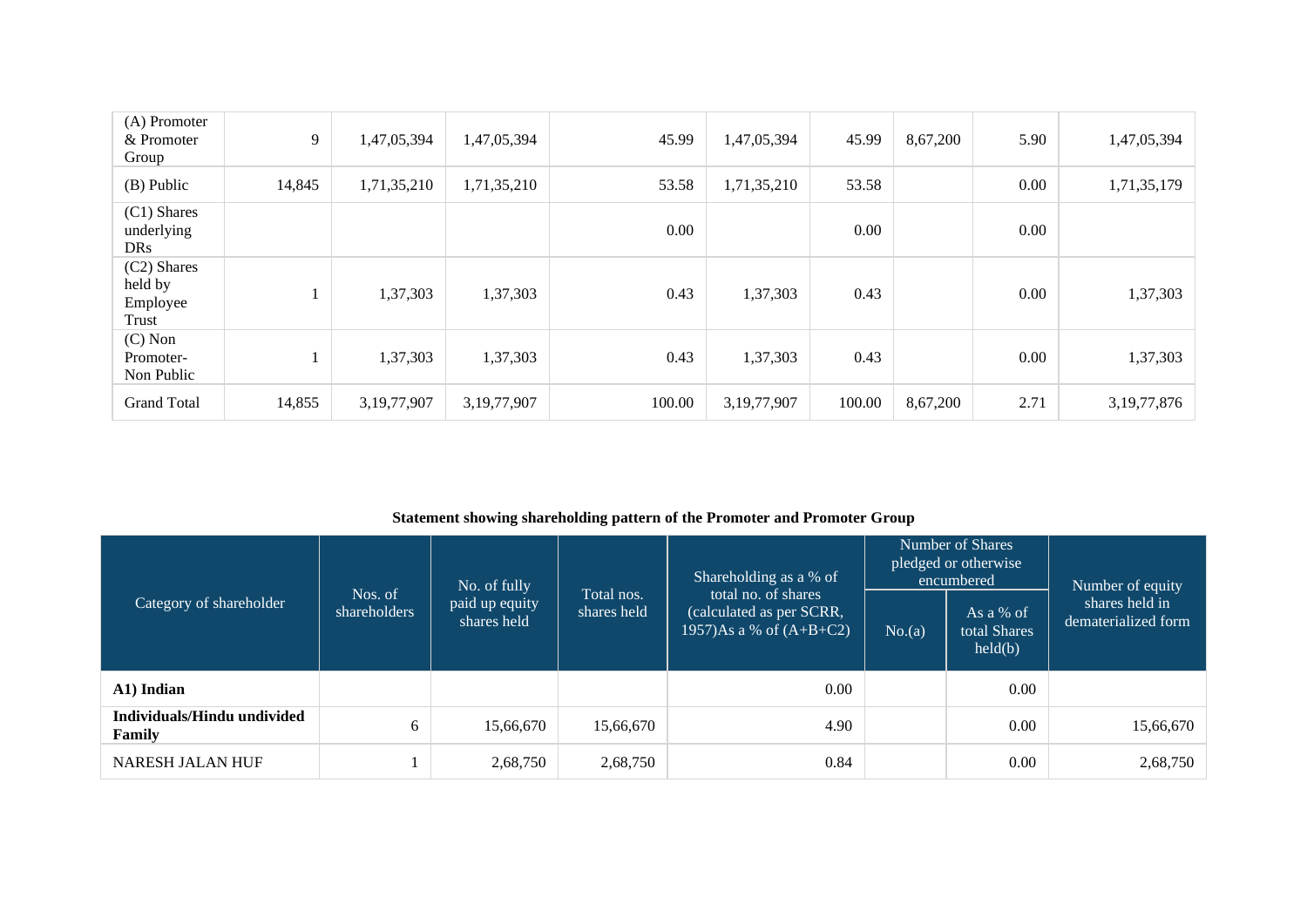| (A) Promoter & Promoter Group | 9 | 1,47,05,394 | 1,47,05,394 | 45.99 | 1,47,05,394 | 45.99 | 8,67,200 | 5.90 | 1,47,05,394 |
|---|---|---|---|---|---|---|---|---|---|
| (B) Public | 14,845 | 1,71,35,210 | 1,71,35,210 | 53.58 | 1,71,35,210 | 53.58 | | 0.00 | 1,71,35,179 |
| (C1) Shares underlying DRs | | | | 0.00 | | 0.00 | | 0.00 | |
| (C2) Shares held by Employee Trust | 1 | 1,37,303 | 1,37,303 | 0.43 | 1,37,303 | 0.43 | | 0.00 | 1,37,303 |
| (C) Non Promoter-Non Public | 1 | 1,37,303 | 1,37,303 | 0.43 | 1,37,303 | 0.43 | | 0.00 | 1,37,303 |
| Grand Total | 14,855 | 3,19,77,907 | 3,19,77,907 | 100.00 | 3,19,77,907 | 100.00 | 8,67,200 | 2.71 | 3,19,77,876 |

**Statement showing shareholding pattern of the Promoter and Promoter Group**

| Category of shareholder | Nos. of shareholders | No. of fully paid up equity shares held | Total nos. shares held | Shareholding as a % of total no. of shares (calculated as per SCRR, 1957)As a % of (A+B+C2) | Number of Shares pledged or otherwise encumbered | | Number of equity shares held in dematerialized form |
|---|---|---|---|---|---|---|---|
| | | | | | No.(a) | As a % of total Shares held(b) | |
| **A1) Indian** | | | | 0.00 | | 0.00 | |
| **Individuals/Hindu undivided Family** | 6 | 15,66,670 | 15,66,670 | 4.90 | | 0.00 | 15,66,670 |
| NARESH JALAN HUF | 1 | 2,68,750 | 2,68,750 | 0.84 | | 0.00 | 2,68,750 |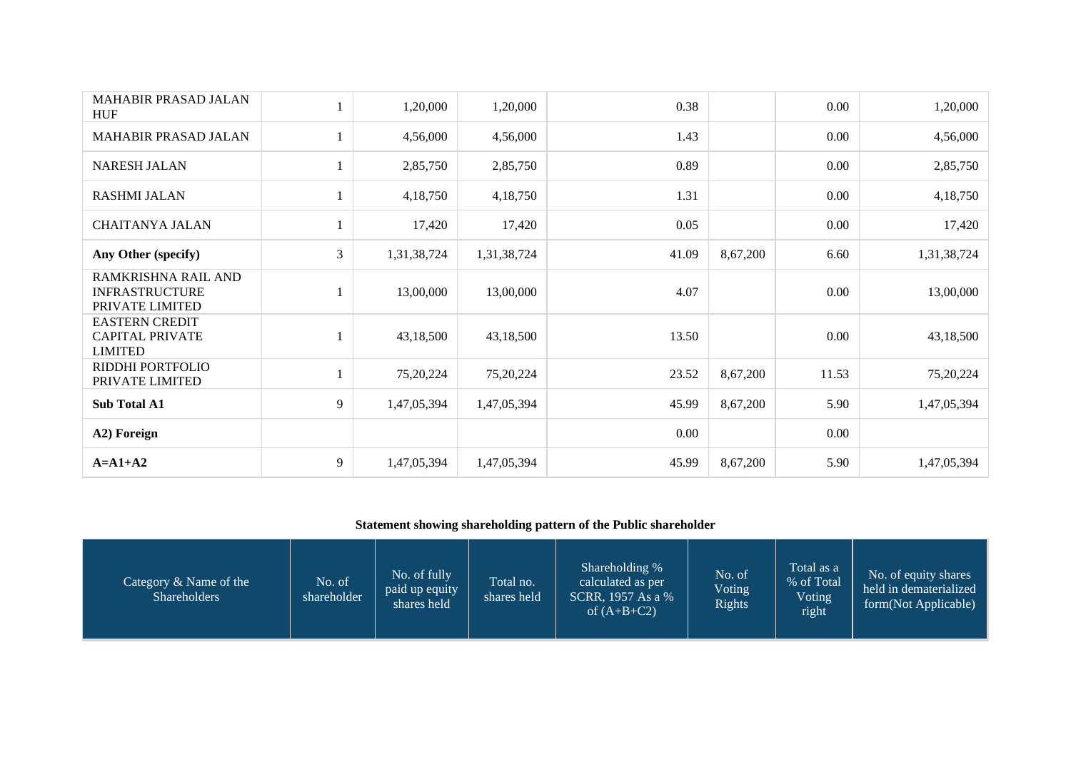| | | | | | | | |
|---|---|---|---|---|---|---|---|
| MAHABIR PRASAD JALAN HUF | 1 | 1,20,000 | 1,20,000 | 0.38 | | 0.00 | 1,20,000 |
| MAHABIR PRASAD JALAN | 1 | 4,56,000 | 4,56,000 | 1.43 | | 0.00 | 4,56,000 |
| NARESH JALAN | 1 | 2,85,750 | 2,85,750 | 0.89 | | 0.00 | 2,85,750 |
| RASHMI JALAN | 1 | 4,18,750 | 4,18,750 | 1.31 | | 0.00 | 4,18,750 |
| CHAITANYA JALAN | 1 | 17,420 | 17,420 | 0.05 | | 0.00 | 17,420 |
| **Any Other (specify)** | 3 | 1,31,38,724 | 1,31,38,724 | 41.09 | 8,67,200 | 6.60 | 1,31,38,724 |
| RAMKRISHNA RAIL AND INFRASTRUCTURE PRIVATE LIMITED | 1 | 13,00,000 | 13,00,000 | 4.07 | | 0.00 | 13,00,000 |
| EASTERN CREDIT CAPITAL PRIVATE LIMITED | 1 | 43,18,500 | 43,18,500 | 13.50 | | 0.00 | 43,18,500 |
| RIDDHI PORTFOLIO PRIVATE LIMITED | 1 | 75,20,224 | 75,20,224 | 23.52 | 8,67,200 | 11.53 | 75,20,224 |
| **Sub Total A1** | 9 | 1,47,05,394 | 1,47,05,394 | 45.99 | 8,67,200 | 5.90 | 1,47,05,394 |
| **A2) Foreign** | | | | 0.00 | | 0.00 | |
| **A=A1+A2** | 9 | 1,47,05,394 | 1,47,05,394 | 45.99 | 8,67,200 | 5.90 | 1,47,05,394 |

**Statement showing shareholding pattern of the Public shareholder**

| Category & Name of the Shareholders | No. of shareholder | No. of fully paid up equity shares held | Total no. shares held | Shareholding % calculated as per SCRR, 1957 As a % of (A+B+C2) | No. of Voting Rights | Total as a % of Total Voting right | No. of equity shares held in dematerialized form(Not Applicable) |
|---|---|---|---|---|---|---|---|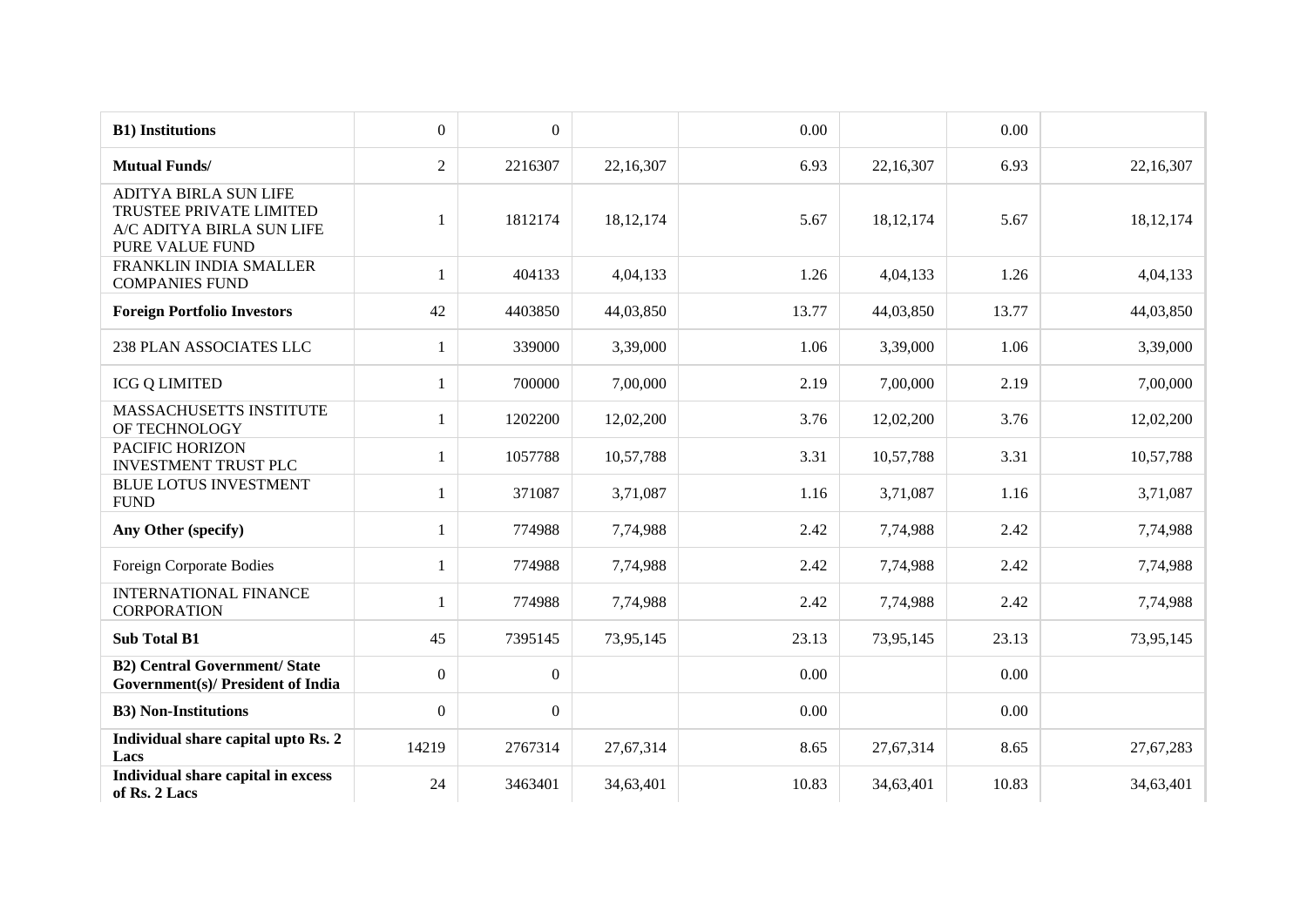| | | | | | | | |
|---|---|---|---|---|---|---|---|
| **B1) Institutions** | 0 | 0 | | 0.00 | | 0.00 | |
| **Mutual Funds/** | 2 | 2216307 | 22,16,307 | 6.93 | 22,16,307 | 6.93 | 22,16,307 |
| ADITYA BIRLA SUN LIFE TRUSTEE PRIVATE LIMITED A/C ADITYA BIRLA SUN LIFE PURE VALUE FUND | 1 | 1812174 | 18,12,174 | 5.67 | 18,12,174 | 5.67 | 18,12,174 |
| FRANKLIN INDIA SMALLER COMPANIES FUND | 1 | 404133 | 4,04,133 | 1.26 | 4,04,133 | 1.26 | 4,04,133 |
| **Foreign Portfolio Investors** | 42 | 4403850 | 44,03,850 | 13.77 | 44,03,850 | 13.77 | 44,03,850 |
| 238 PLAN ASSOCIATES LLC | 1 | 339000 | 3,39,000 | 1.06 | 3,39,000 | 1.06 | 3,39,000 |
| ICG Q LIMITED | 1 | 700000 | 7,00,000 | 2.19 | 7,00,000 | 2.19 | 7,00,000 |
| MASSACHUSETTS INSTITUTE OF TECHNOLOGY | 1 | 1202200 | 12,02,200 | 3.76 | 12,02,200 | 3.76 | 12,02,200 |
| PACIFIC HORIZON INVESTMENT TRUST PLC | 1 | 1057788 | 10,57,788 | 3.31 | 10,57,788 | 3.31 | 10,57,788 |
| BLUE LOTUS INVESTMENT FUND | 1 | 371087 | 3,71,087 | 1.16 | 3,71,087 | 1.16 | 3,71,087 |
| **Any Other (specify)** | 1 | 774988 | 7,74,988 | 2.42 | 7,74,988 | 2.42 | 7,74,988 |
| Foreign Corporate Bodies | 1 | 774988 | 7,74,988 | 2.42 | 7,74,988 | 2.42 | 7,74,988 |
| INTERNATIONAL FINANCE CORPORATION | 1 | 774988 | 7,74,988 | 2.42 | 7,74,988 | 2.42 | 7,74,988 |
| **Sub Total B1** | 45 | 7395145 | 73,95,145 | 23.13 | 73,95,145 | 23.13 | 73,95,145 |
| **B2) Central Government/ State Government(s)/ President of India** | 0 | 0 | | 0.00 | | 0.00 | |
| **B3) Non-Institutions** | 0 | 0 | | 0.00 | | 0.00 | |
| **Individual share capital upto Rs. 2 Lacs** | 14219 | 2767314 | 27,67,314 | 8.65 | 27,67,314 | 8.65 | 27,67,283 |
| **Individual share capital in excess of Rs. 2 Lacs** | 24 | 3463401 | 34,63,401 | 10.83 | 34,63,401 | 10.83 | 34,63,401 |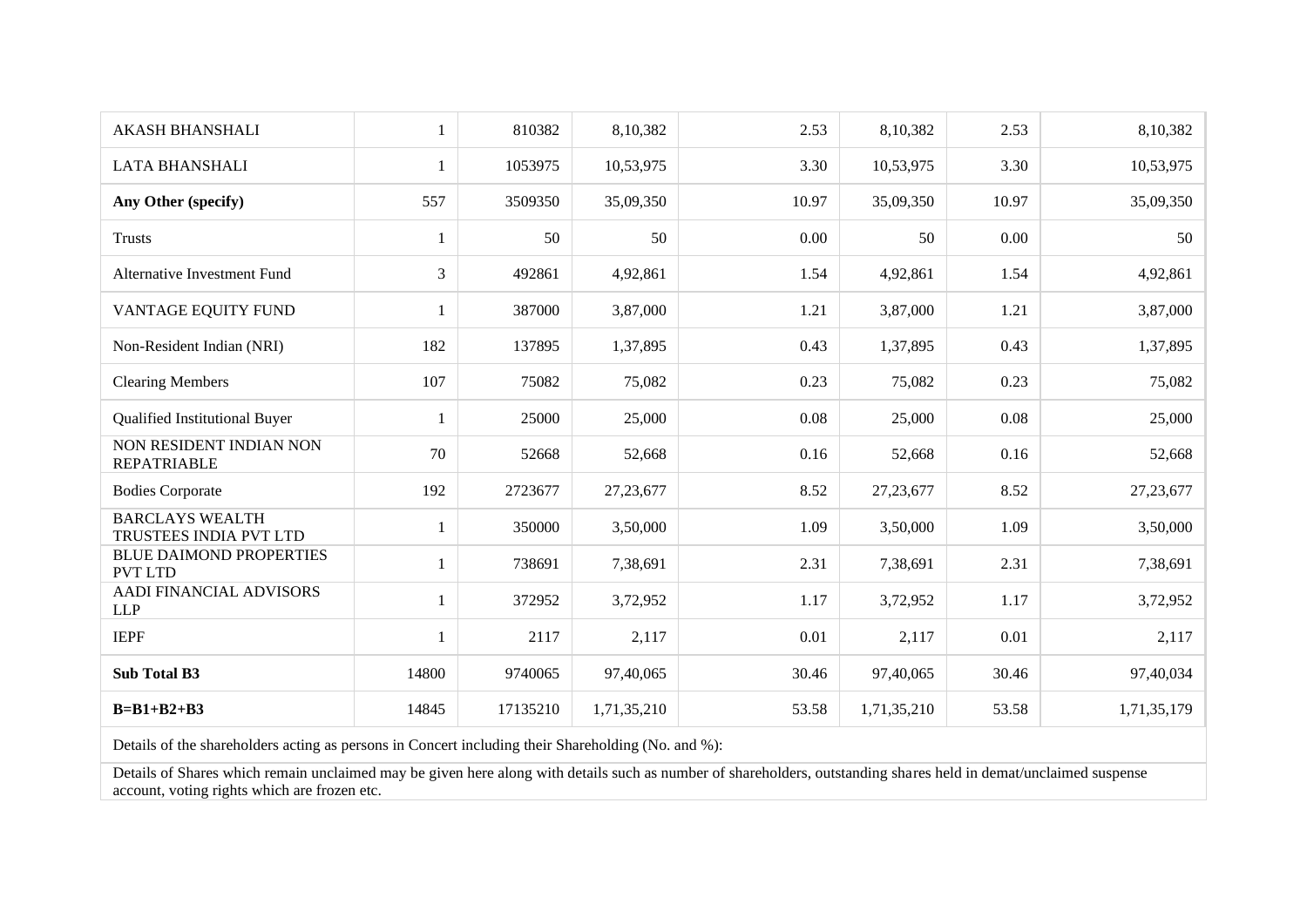| | | | | | | | |
|---|---|---|---|---|---|---|---|
| AKASH BHANSHALI | 1 | 810382 | 8,10,382 | 2.53 | 8,10,382 | 2.53 | 8,10,382 |
| LATA BHANSHALI | 1 | 1053975 | 10,53,975 | 3.30 | 10,53,975 | 3.30 | 10,53,975 |
| **Any Other (specify)** | 557 | 3509350 | 35,09,350 | 10.97 | 35,09,350 | 10.97 | 35,09,350 |
| Trusts | 1 | 50 | 50 | 0.00 | 50 | 0.00 | 50 |
| Alternative Investment Fund | 3 | 492861 | 4,92,861 | 1.54 | 4,92,861 | 1.54 | 4,92,861 |
| VANTAGE EQUITY FUND | 1 | 387000 | 3,87,000 | 1.21 | 3,87,000 | 1.21 | 3,87,000 |
| Non-Resident Indian (NRI) | 182 | 137895 | 1,37,895 | 0.43 | 1,37,895 | 0.43 | 1,37,895 |
| Clearing Members | 107 | 75082 | 75,082 | 0.23 | 75,082 | 0.23 | 75,082 |
| Qualified Institutional Buyer | 1 | 25000 | 25,000 | 0.08 | 25,000 | 0.08 | 25,000 |
| NON RESIDENT INDIAN NON REPATRIABLE | 70 | 52668 | 52,668 | 0.16 | 52,668 | 0.16 | 52,668 |
| Bodies Corporate | 192 | 2723677 | 27,23,677 | 8.52 | 27,23,677 | 8.52 | 27,23,677 |
| BARCLAYS WEALTH TRUSTEES INDIA PVT LTD | 1 | 350000 | 3,50,000 | 1.09 | 3,50,000 | 1.09 | 3,50,000 |
| BLUE DAIMOND PROPERTIES PVT LTD | 1 | 738691 | 7,38,691 | 2.31 | 7,38,691 | 2.31 | 7,38,691 |
| AADI FINANCIAL ADVISORS LLP | 1 | 372952 | 3,72,952 | 1.17 | 3,72,952 | 1.17 | 3,72,952 |
| IEPF | 1 | 2117 | 2,117 | 0.01 | 2,117 | 0.01 | 2,117 |
| **Sub Total B3** | 14800 | 9740065 | 97,40,065 | 30.46 | 97,40,065 | 30.46 | 97,40,034 |
| **B=B1+B2+B3** | 14845 | 17135210 | 1,71,35,210 | 53.58 | 1,71,35,210 | 53.58 | 1,71,35,179 |

Details of the shareholders acting as persons in Concert including their Shareholding (No. and %):

Details of Shares which remain unclaimed may be given here along with details such as number of shareholders, outstanding shares held in demat/unclaimed suspense account, voting rights which are frozen etc.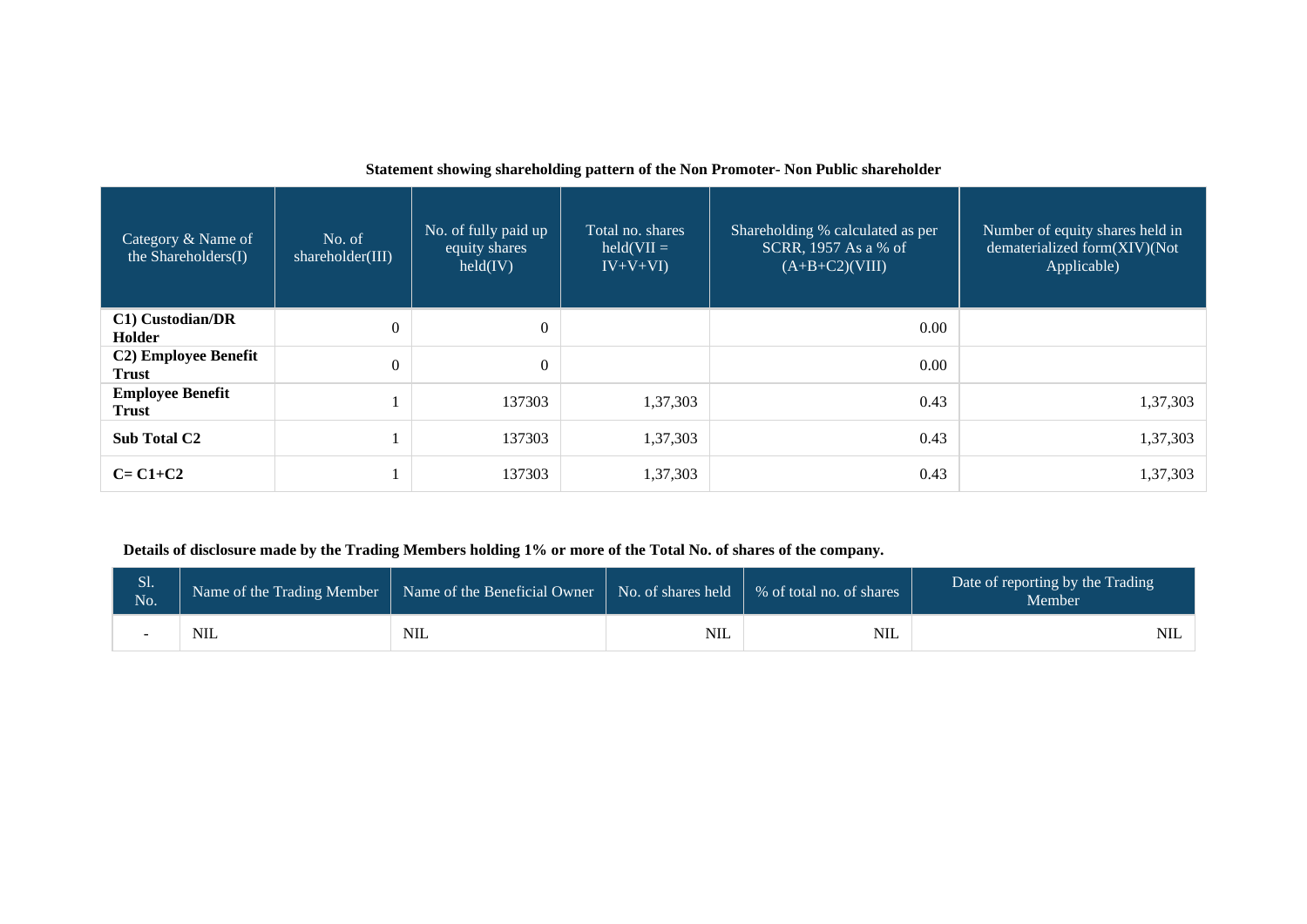**Statement showing shareholding pattern of the Non Promoter- Non Public shareholder**

| Category & Name of the Shareholders(I) | No. of shareholder(III) | No. of fully paid up equity shares held(IV) | Total no. shares held(VII = IV+V+VI) | Shareholding % calculated as per SCRR, 1957 As a % of (A+B+C2)(VIII) | Number of equity shares held in dematerialized form(XIV)(Not Applicable) |
|---|---|---|---|---|---|
| **C1) Custodian/DR Holder** | 0 | 0 | | 0.00 | |
| **C2) Employee Benefit Trust** | 0 | 0 | | 0.00 | |
| **Employee Benefit Trust** | 1 | 137303 | 1,37,303 | 0.43 | 1,37,303 |
| **Sub Total C2** | 1 | 137303 | 1,37,303 | 0.43 | 1,37,303 |
| **C= C1+C2** | 1 | 137303 | 1,37,303 | 0.43 | 1,37,303 |

**Details of disclosure made by the Trading Members holding 1% or more of the Total No. of shares of the company.**

| Sl. No. | Name of the Trading Member | Name of the Beneficial Owner | No. of shares held | % of total no. of shares | Date of reporting by the Trading Member |
|---|---|---|---|---|---|
| - | NIL | NIL | NIL | NIL | NIL |